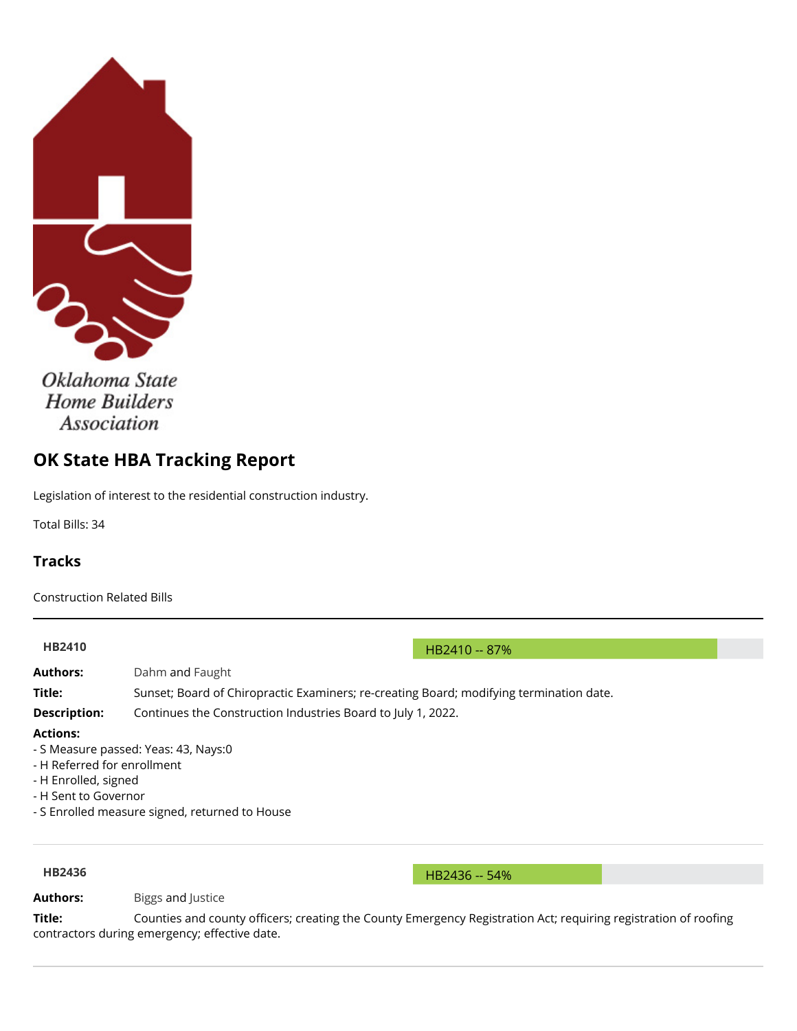Oklahoma State Home Builders Association

# OK State HBA Tracking Report

Legislation of interest to the residential construction industry.

Total Bills: 34

## Tracks

Construction Related Bills

---

**HB2410**

HB2410 -- 87%

**Authors:** Dahm and Faught

**Title:** Sunset; Board of Chiropractic Examiners; re-creating Board; modifying termination date.

**Description:** Continues the Construction Industries Board to July 1, 2022.

**Actions:**

- S Measure passed: Yeas: 43, Nays:0
- H Referred for enrollment
- H Enrolled, signed
- H Sent to Governor
- S Enrolled measure signed, returned to House

---

**HB2436**

HB2436 -- 54%

**Authors:** Biggs and Justice

**Title:** Counties and county officers; creating the County Emergency Registration Act; requiring registration of roofing contractors during emergency; effective date.

---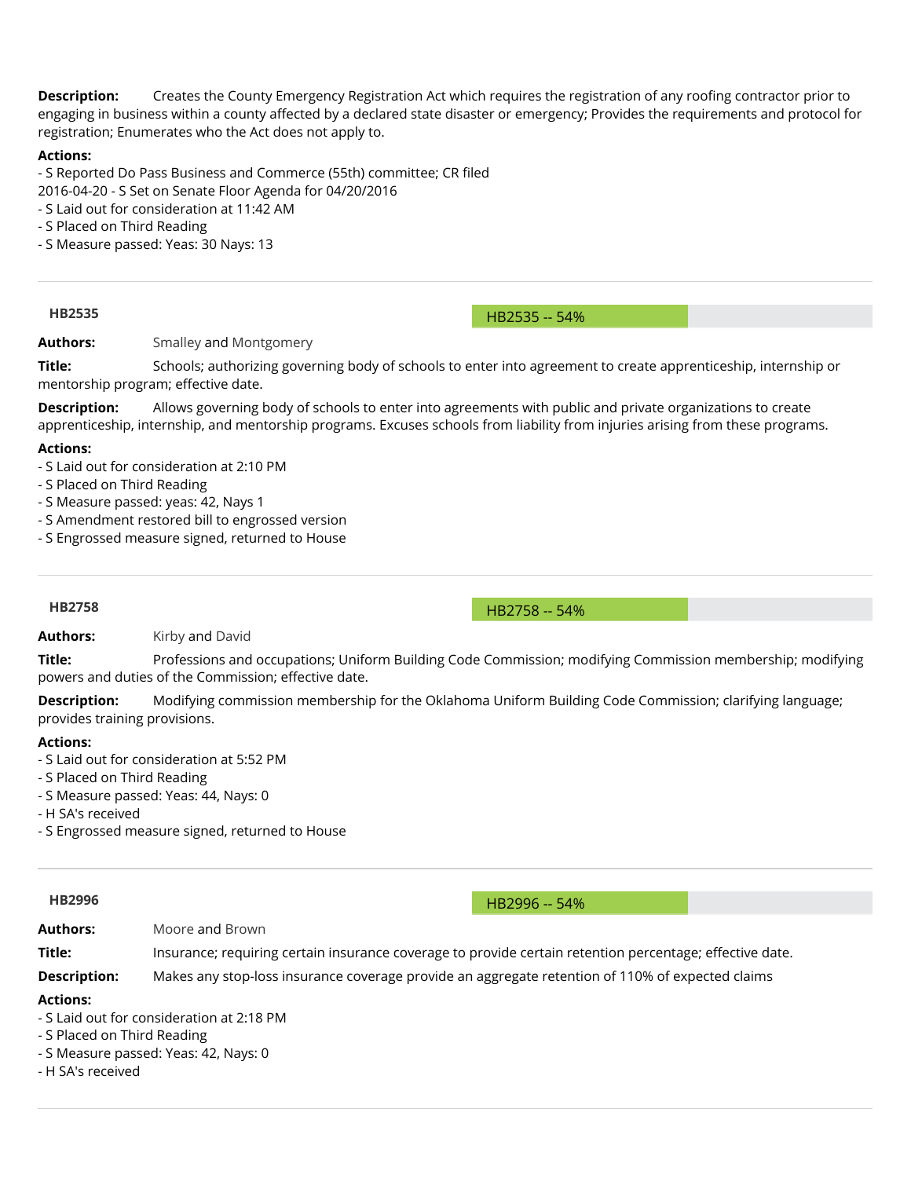**Description:** Creates the County Emergency Registration Act which requires the registration of any roofing contractor prior to engaging in business within a county affected by a declared state disaster or emergency; Provides the requirements and protocol for registration; Enumerates who the Act does not apply to.

**Actions:**

- S Reported Do Pass Business and Commerce (55th) committee; CR filed
2016-04-20 - S Set on Senate Floor Agenda for 04/20/2016
- S Laid out for consideration at 11:42 AM
- S Placed on Third Reading
- S Measure passed: Yeas: 30 Nays: 13

---

### HB2535

HB2535 -- 54%

**Authors:** Smalley and Montgomery

**Title:** Schools; authorizing governing body of schools to enter into agreement to create apprenticeship, internship or mentorship program; effective date.

**Description:** Allows governing body of schools to enter into agreements with public and private organizations to create apprenticeship, internship, and mentorship programs. Excuses schools from liability from injuries arising from these programs.

**Actions:**

- S Laid out for consideration at 2:10 PM
- S Placed on Third Reading
- S Measure passed: yeas: 42, Nays 1
- S Amendment restored bill to engrossed version
- S Engrossed measure signed, returned to House

---

### HB2758

HB2758 -- 54%

**Authors:** Kirby and David

**Title:** Professions and occupations; Uniform Building Code Commission; modifying Commission membership; modifying powers and duties of the Commission; effective date.

**Description:** Modifying commission membership for the Oklahoma Uniform Building Code Commission; clarifying language; provides training provisions.

**Actions:**

- S Laid out for consideration at 5:52 PM
- S Placed on Third Reading
- S Measure passed: Yeas: 44, Nays: 0
- H SA's received
- S Engrossed measure signed, returned to House

---

### HB2996

HB2996 -- 54%

**Authors:** Moore and Brown

**Title:** Insurance; requiring certain insurance coverage to provide certain retention percentage; effective date.

**Description:** Makes any stop-loss insurance coverage provide an aggregate retention of 110% of expected claims

**Actions:**

- S Laid out for consideration at 2:18 PM
- S Placed on Third Reading
- S Measure passed: Yeas: 42, Nays: 0
- H SA's received

---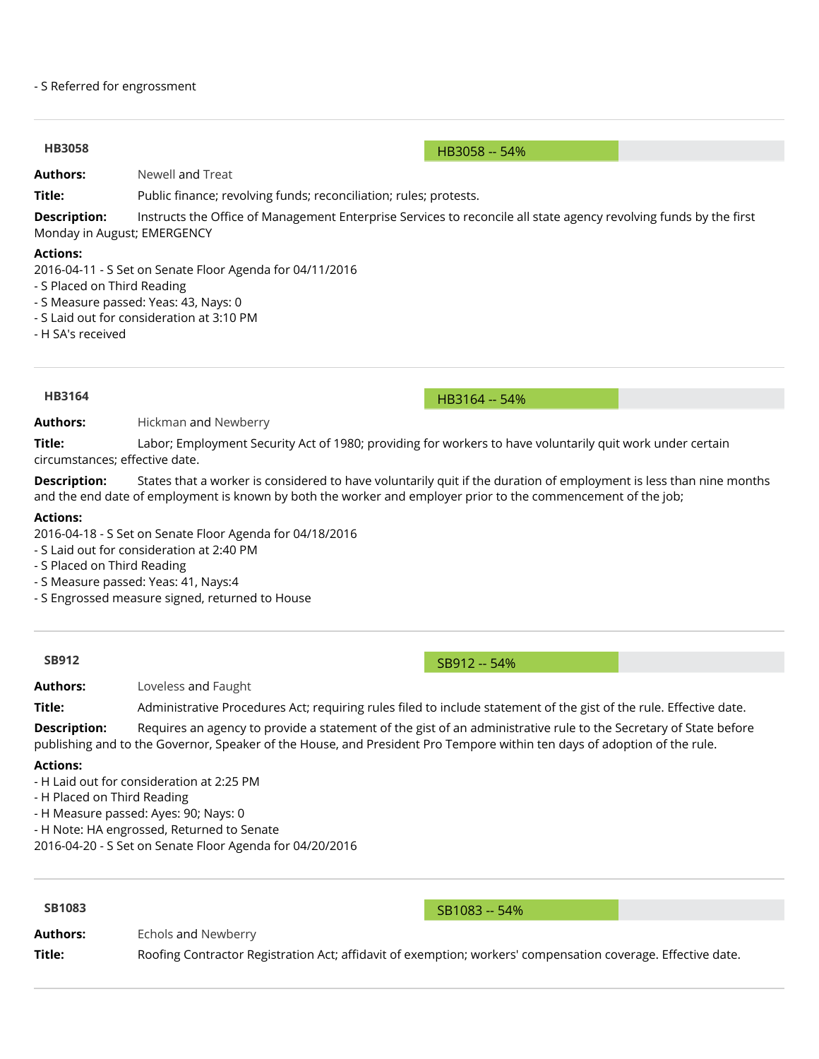- S Referred for engrossment

---

**HB3058** — HB3058 -- 54%

**Authors:** Newell and Treat

**Title:** Public finance; revolving funds; reconciliation; rules; protests.

**Description:** Instructs the Office of Management Enterprise Services to reconcile all state agency revolving funds by the first Monday in August; EMERGENCY

**Actions:**

2016-04-11 - S Set on Senate Floor Agenda for 04/11/2016
- S Placed on Third Reading
- S Measure passed: Yeas: 43, Nays: 0
- S Laid out for consideration at 3:10 PM
- H SA's received

---

**HB3164** — HB3164 -- 54%

**Authors:** Hickman and Newberry

**Title:** Labor; Employment Security Act of 1980; providing for workers to have voluntarily quit work under certain circumstances; effective date.

**Description:** States that a worker is considered to have voluntarily quit if the duration of employment is less than nine months and the end date of employment is known by both the worker and employer prior to the commencement of the job;

**Actions:**

2016-04-18 - S Set on Senate Floor Agenda for 04/18/2016
- S Laid out for consideration at 2:40 PM
- S Placed on Third Reading
- S Measure passed: Yeas: 41, Nays:4
- S Engrossed measure signed, returned to House

---

**SB912** — SB912 -- 54%

**Authors:** Loveless and Faught

**Title:** Administrative Procedures Act; requiring rules filed to include statement of the gist of the rule. Effective date.

**Description:** Requires an agency to provide a statement of the gist of an administrative rule to the Secretary of State before publishing and to the Governor, Speaker of the House, and President Pro Tempore within ten days of adoption of the rule.

**Actions:**
- H Laid out for consideration at 2:25 PM
- H Placed on Third Reading
- H Measure passed: Ayes: 90; Nays: 0
- H Note: HA engrossed, Returned to Senate

2016-04-20 - S Set on Senate Floor Agenda for 04/20/2016

---

**SB1083** — SB1083 -- 54%

**Authors:** Echols and Newberry

**Title:** Roofing Contractor Registration Act; affidavit of exemption; workers' compensation coverage. Effective date.

---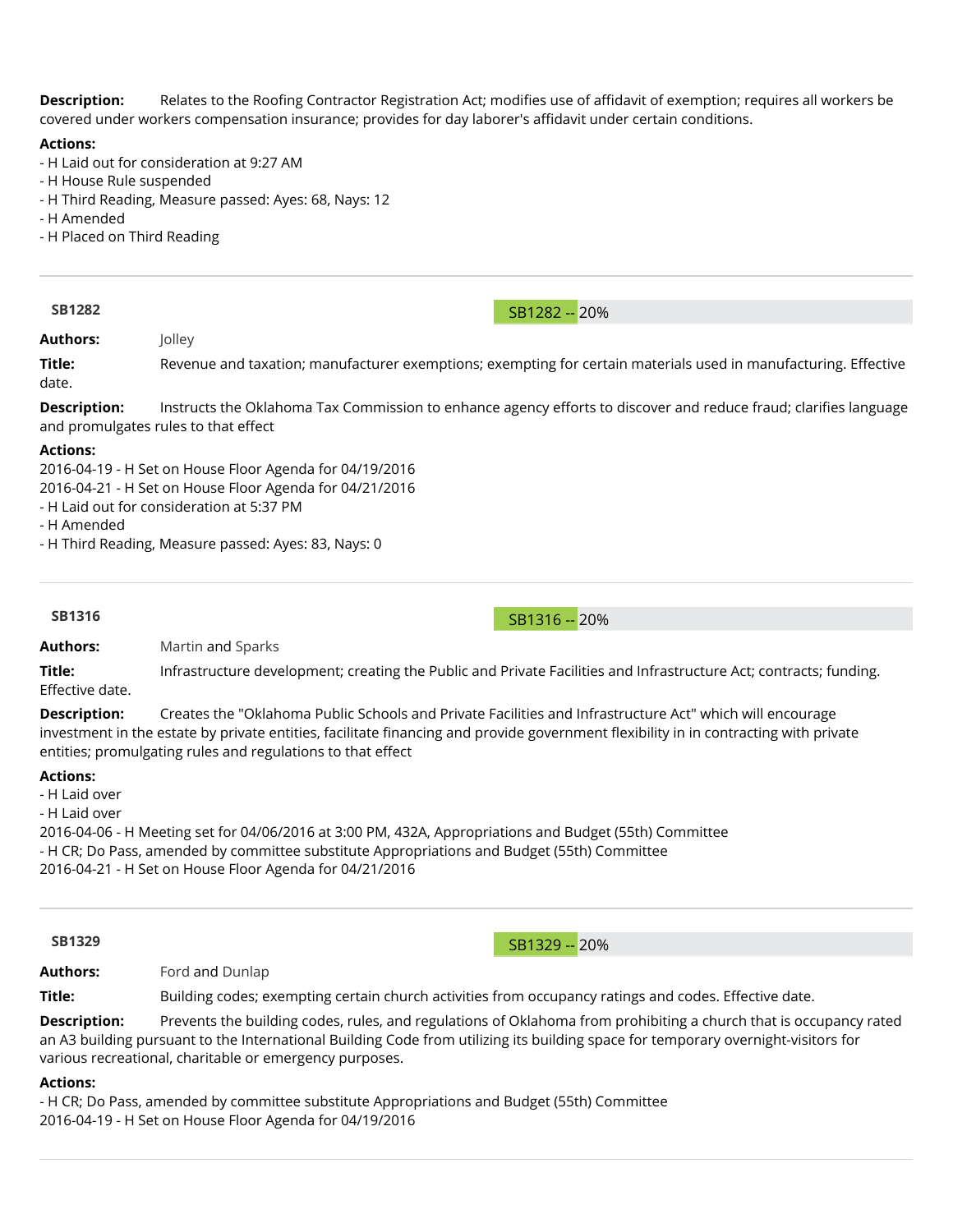**Description:** Relates to the Roofing Contractor Registration Act; modifies use of affidavit of exemption; requires all workers be covered under workers compensation insurance; provides for day laborer's affidavit under certain conditions.

**Actions:**

- H Laid out for consideration at 9:27 AM
- H House Rule suspended
- H Third Reading, Measure passed: Ayes: 68, Nays: 12
- H Amended
- H Placed on Third Reading

---

**SB1282** SB1282 -- 20%

**Authors:** Jolley

**Title:** Revenue and taxation; manufacturer exemptions; exempting for certain materials used in manufacturing. Effective date.

**Description:** Instructs the Oklahoma Tax Commission to enhance agency efforts to discover and reduce fraud; clarifies language and promulgates rules to that effect

**Actions:**

2016-04-19 - H Set on House Floor Agenda for 04/19/2016
2016-04-21 - H Set on House Floor Agenda for 04/21/2016
- H Laid out for consideration at 5:37 PM
- H Amended
- H Third Reading, Measure passed: Ayes: 83, Nays: 0

---

**SB1316** SB1316 -- 20%

**Authors:** Martin and Sparks

**Title:** Infrastructure development; creating the Public and Private Facilities and Infrastructure Act; contracts; funding. Effective date.

**Description:** Creates the "Oklahoma Public Schools and Private Facilities and Infrastructure Act" which will encourage investment in the estate by private entities, facilitate financing and provide government flexibility in in contracting with private entities; promulgating rules and regulations to that effect

**Actions:**

- H Laid over
- H Laid over
2016-04-06 - H Meeting set for 04/06/2016 at 3:00 PM, 432A, Appropriations and Budget (55th) Committee
- H CR; Do Pass, amended by committee substitute Appropriations and Budget (55th) Committee
2016-04-21 - H Set on House Floor Agenda for 04/21/2016

---

**SB1329** SB1329 -- 20%

**Authors:** Ford and Dunlap

**Title:** Building codes; exempting certain church activities from occupancy ratings and codes. Effective date.

**Description:** Prevents the building codes, rules, and regulations of Oklahoma from prohibiting a church that is occupancy rated an A3 building pursuant to the International Building Code from utilizing its building space for temporary overnight-visitors for various recreational, charitable or emergency purposes.

**Actions:**

- H CR; Do Pass, amended by committee substitute Appropriations and Budget (55th) Committee
2016-04-19 - H Set on House Floor Agenda for 04/19/2016

---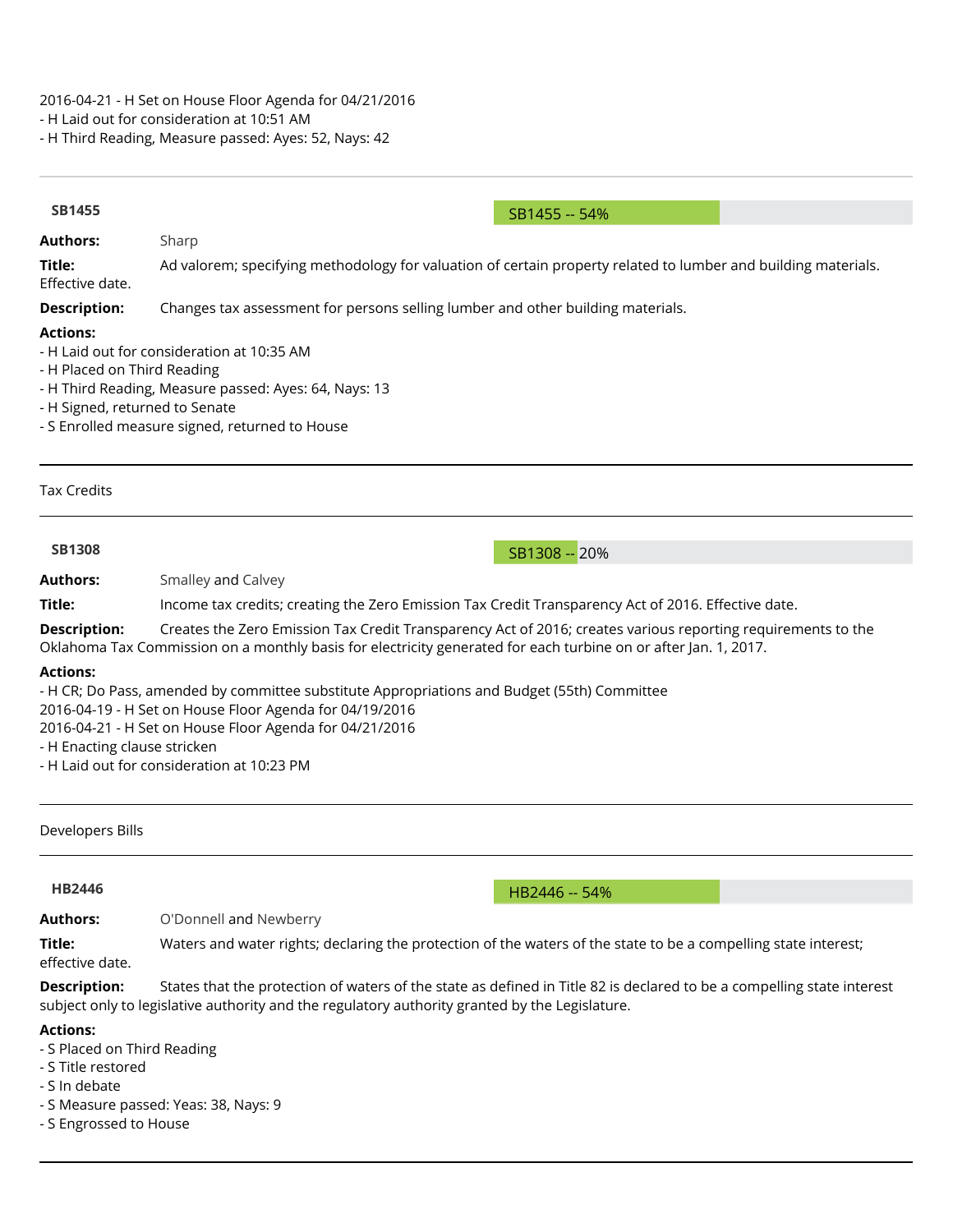2016-04-21 - H Set on House Floor Agenda for 04/21/2016
- H Laid out for consideration at 10:51 AM
- H Third Reading, Measure passed: Ayes: 52, Nays: 42

---

**SB1455** SB1455 -- 54%

**Authors:** Sharp

**Title:** Ad valorem; specifying methodology for valuation of certain property related to lumber and building materials. Effective date.

**Description:** Changes tax assessment for persons selling lumber and other building materials.

**Actions:**
- H Laid out for consideration at 10:35 AM
- H Placed on Third Reading
- H Third Reading, Measure passed: Ayes: 64, Nays: 13
- H Signed, returned to Senate
- S Enrolled measure signed, returned to House

---

Tax Credits

---

**SB1308** SB1308 -- 20%

**Authors:** Smalley and Calvey

**Title:** Income tax credits; creating the Zero Emission Tax Credit Transparency Act of 2016. Effective date.

**Description:** Creates the Zero Emission Tax Credit Transparency Act of 2016; creates various reporting requirements to the Oklahoma Tax Commission on a monthly basis for electricity generated for each turbine on or after Jan. 1, 2017.

**Actions:**
- H CR; Do Pass, amended by committee substitute Appropriations and Budget (55th) Committee

2016-04-19 - H Set on House Floor Agenda for 04/19/2016

2016-04-21 - H Set on House Floor Agenda for 04/21/2016
- H Enacting clause stricken
- H Laid out for consideration at 10:23 PM

---

Developers Bills

---

**HB2446** HB2446 -- 54%

**Authors:** O'Donnell and Newberry

**Title:** Waters and water rights; declaring the protection of the waters of the state to be a compelling state interest; effective date.

**Description:** States that the protection of waters of the state as defined in Title 82 is declared to be a compelling state interest subject only to legislative authority and the regulatory authority granted by the Legislature.

**Actions:**
- S Placed on Third Reading
- S Title restored
- S In debate
- S Measure passed: Yeas: 38, Nays: 9
- S Engrossed to House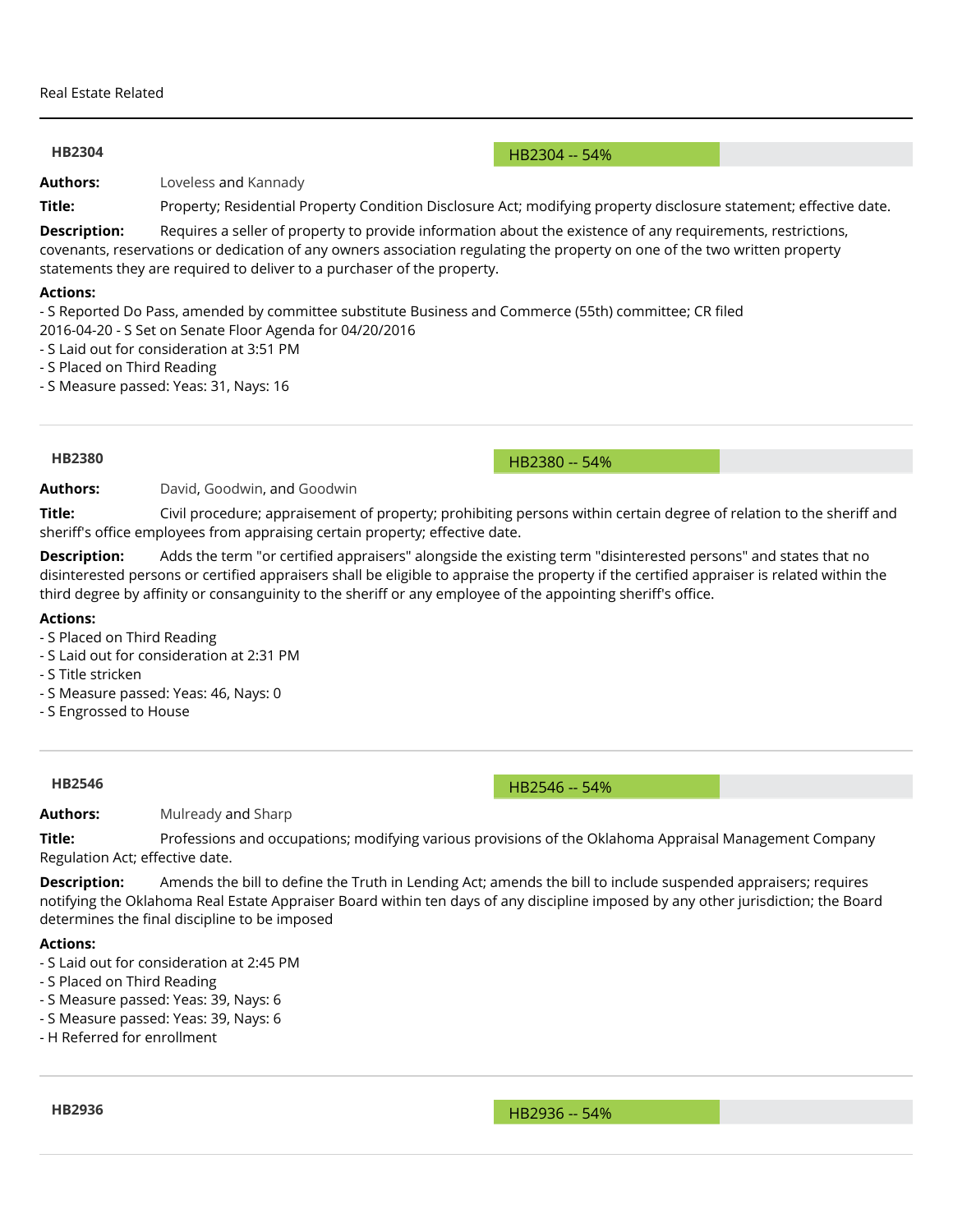Real Estate Related

---

**HB2304**

HB2304 -- 54%

**Authors:** Loveless and Kannady

**Title:** Property; Residential Property Condition Disclosure Act; modifying property disclosure statement; effective date.

**Description:** Requires a seller of property to provide information about the existence of any requirements, restrictions, covenants, reservations or dedication of any owners association regulating the property on one of the two written property statements they are required to deliver to a purchaser of the property.

**Actions:**

- S Reported Do Pass, amended by committee substitute Business and Commerce (55th) committee; CR filed
2016-04-20 - S Set on Senate Floor Agenda for 04/20/2016
- S Laid out for consideration at 3:51 PM
- S Placed on Third Reading
- S Measure passed: Yeas: 31, Nays: 16

---

**HB2380**

HB2380 -- 54%

**Authors:** David, Goodwin, and Goodwin

**Title:** Civil procedure; appraisement of property; prohibiting persons within certain degree of relation to the sheriff and sheriff's office employees from appraising certain property; effective date.

**Description:** Adds the term "or certified appraisers" alongside the existing term "disinterested persons" and states that no disinterested persons or certified appraisers shall be eligible to appraise the property if the certified appraiser is related within the third degree by affinity or consanguinity to the sheriff or any employee of the appointing sheriff's office.

**Actions:**

- S Placed on Third Reading
- S Laid out for consideration at 2:31 PM
- S Title stricken
- S Measure passed: Yeas: 46, Nays: 0
- S Engrossed to House

---

**HB2546**

HB2546 -- 54%

**Authors:** Mulready and Sharp

**Title:** Professions and occupations; modifying various provisions of the Oklahoma Appraisal Management Company Regulation Act; effective date.

**Description:** Amends the bill to define the Truth in Lending Act; amends the bill to include suspended appraisers; requires notifying the Oklahoma Real Estate Appraiser Board within ten days of any discipline imposed by any other jurisdiction; the Board determines the final discipline to be imposed

**Actions:**

- S Laid out for consideration at 2:45 PM
- S Placed on Third Reading
- S Measure passed: Yeas: 39, Nays: 6
- S Measure passed: Yeas: 39, Nays: 6
- H Referred for enrollment

---

**HB2936**

HB2936 -- 54%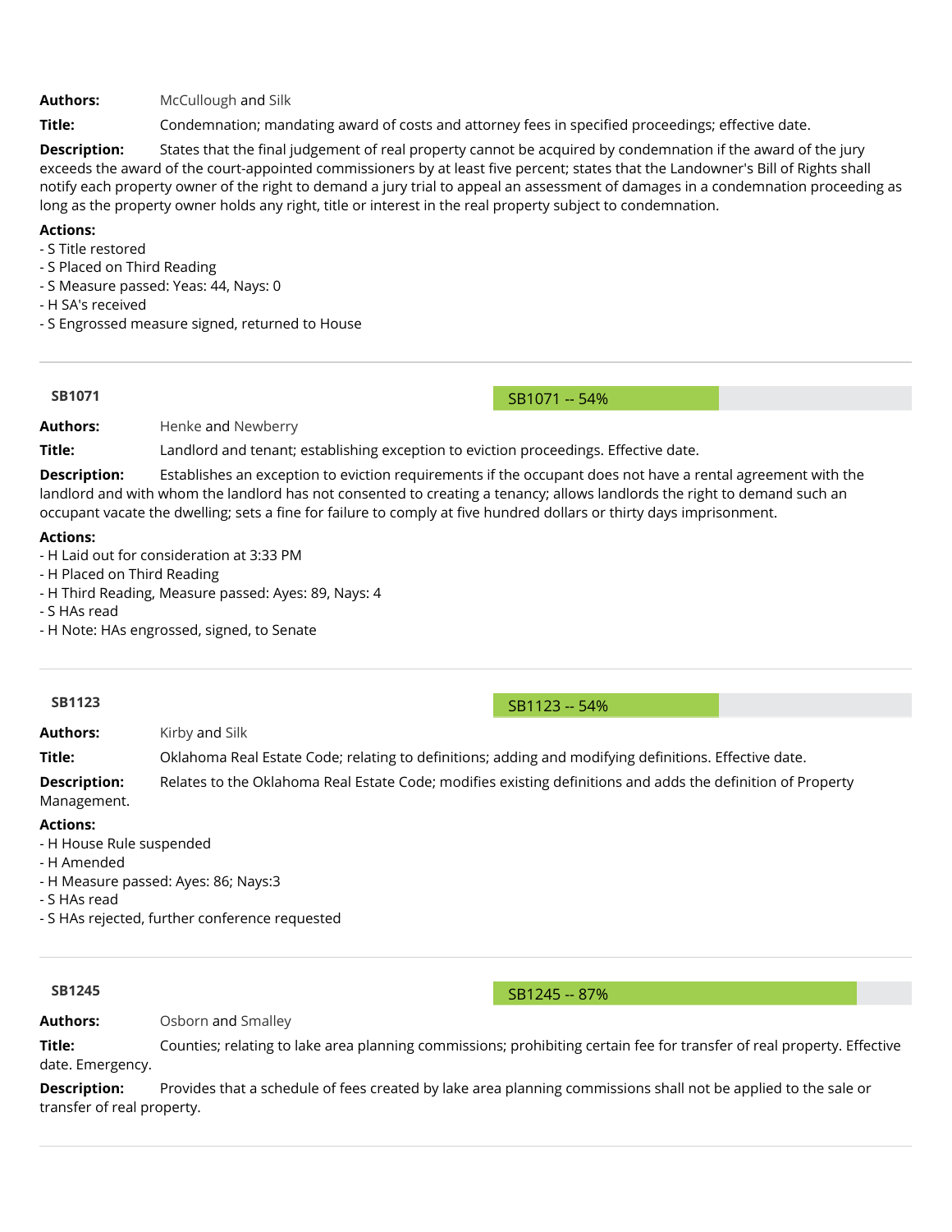**Authors:** McCullough and Silk

**Title:** Condemnation; mandating award of costs and attorney fees in specified proceedings; effective date.

**Description:** States that the final judgement of real property cannot be acquired by condemnation if the award of the jury exceeds the award of the court-appointed commissioners by at least five percent; states that the Landowner's Bill of Rights shall notify each property owner of the right to demand a jury trial to appeal an assessment of damages in a condemnation proceeding as long as the property owner holds any right, title or interest in the real property subject to condemnation.

**Actions:**
- S Title restored
- S Placed on Third Reading
- S Measure passed: Yeas: 44, Nays: 0
- H SA's received
- S Engrossed measure signed, returned to House

---

**SB1071** | SB1071 -- 54%

**Authors:** Henke and Newberry

**Title:** Landlord and tenant; establishing exception to eviction proceedings. Effective date.

**Description:** Establishes an exception to eviction requirements if the occupant does not have a rental agreement with the landlord and with whom the landlord has not consented to creating a tenancy; allows landlords the right to demand such an occupant vacate the dwelling; sets a fine for failure to comply at five hundred dollars or thirty days imprisonment.

**Actions:**
- H Laid out for consideration at 3:33 PM
- H Placed on Third Reading
- H Third Reading, Measure passed: Ayes: 89, Nays: 4
- S HAs read
- H Note: HAs engrossed, signed, to Senate

---

**SB1123** | SB1123 -- 54%

**Authors:** Kirby and Silk

**Title:** Oklahoma Real Estate Code; relating to definitions; adding and modifying definitions. Effective date.

**Description:** Relates to the Oklahoma Real Estate Code; modifies existing definitions and adds the definition of Property Management.

**Actions:**
- H House Rule suspended
- H Amended
- H Measure passed: Ayes: 86; Nays:3
- S HAs read
- S HAs rejected, further conference requested

---

**SB1245** | SB1245 -- 87%

**Authors:** Osborn and Smalley

**Title:** Counties; relating to lake area planning commissions; prohibiting certain fee for transfer of real property. Effective date. Emergency.

**Description:** Provides that a schedule of fees created by lake area planning commissions shall not be applied to the sale or transfer of real property.

---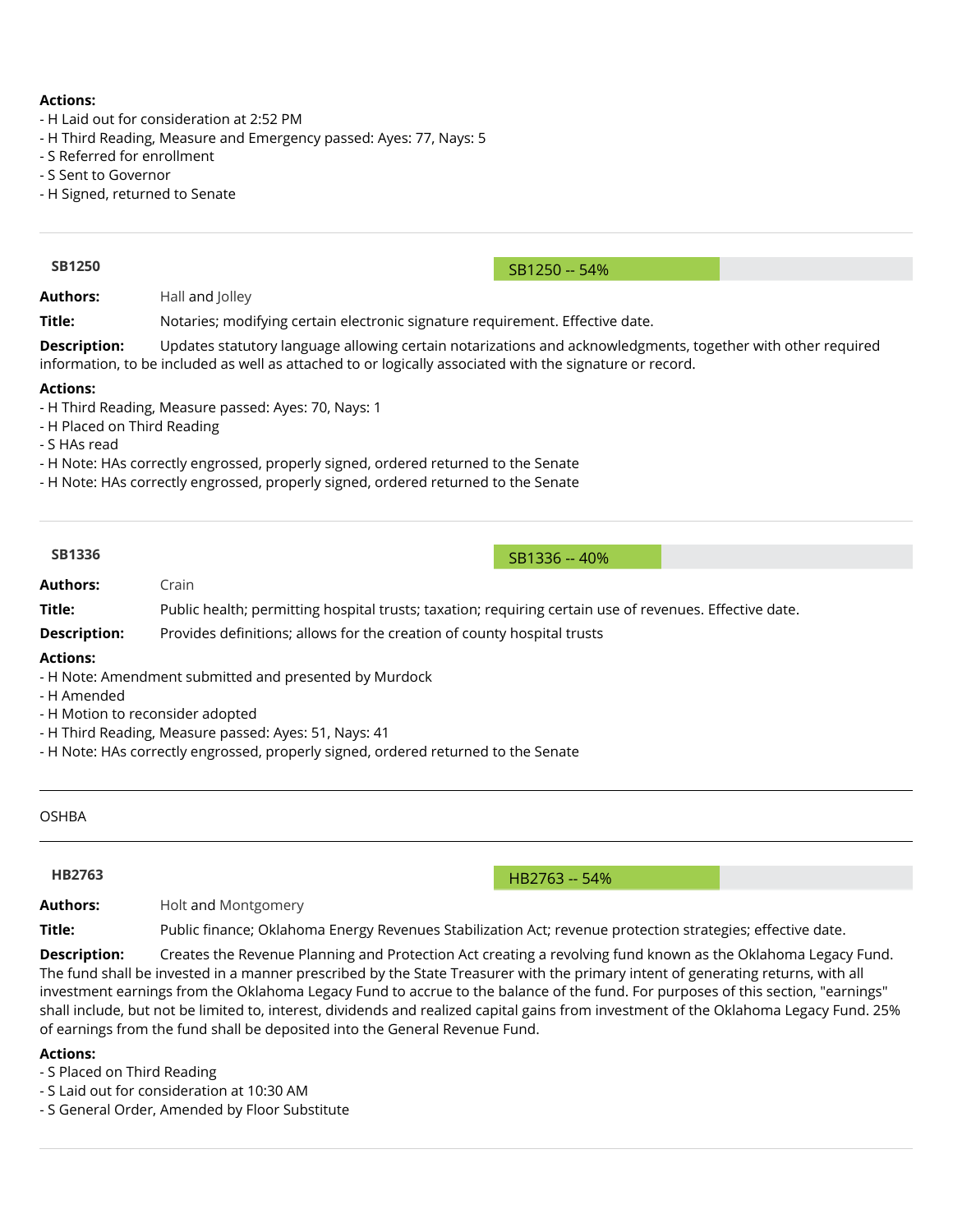**Actions:**
- H Laid out for consideration at 2:52 PM
- H Third Reading, Measure and Emergency passed: Ayes: 77, Nays: 5
- S Referred for enrollment
- S Sent to Governor
- H Signed, returned to Senate

---

**SB1250** — SB1250 -- 54%

**Authors:** Hall and Jolley

**Title:** Notaries; modifying certain electronic signature requirement. Effective date.

**Description:** Updates statutory language allowing certain notarizations and acknowledgments, together with other required information, to be included as well as attached to or logically associated with the signature or record.

**Actions:**
- H Third Reading, Measure passed: Ayes: 70, Nays: 1
- H Placed on Third Reading
- S HAs read
- H Note: HAs correctly engrossed, properly signed, ordered returned to the Senate
- H Note: HAs correctly engrossed, properly signed, ordered returned to the Senate

---

**SB1336** — SB1336 -- 40%

**Authors:** Crain

**Title:** Public health; permitting hospital trusts; taxation; requiring certain use of revenues. Effective date.

**Description:** Provides definitions; allows for the creation of county hospital trusts

**Actions:**
- H Note: Amendment submitted and presented by Murdock
- H Amended
- H Motion to reconsider adopted
- H Third Reading, Measure passed: Ayes: 51, Nays: 41
- H Note: HAs correctly engrossed, properly signed, ordered returned to the Senate

---

OSHBA

---

**HB2763** — HB2763 -- 54%

**Authors:** Holt and Montgomery

**Title:** Public finance; Oklahoma Energy Revenues Stabilization Act; revenue protection strategies; effective date.

**Description:** Creates the Revenue Planning and Protection Act creating a revolving fund known as the Oklahoma Legacy Fund. The fund shall be invested in a manner prescribed by the State Treasurer with the primary intent of generating returns, with all investment earnings from the Oklahoma Legacy Fund to accrue to the balance of the fund. For purposes of this section, "earnings" shall include, but not be limited to, interest, dividends and realized capital gains from investment of the Oklahoma Legacy Fund. 25% of earnings from the fund shall be deposited into the General Revenue Fund.

**Actions:**
- S Placed on Third Reading
- S Laid out for consideration at 10:30 AM
- S General Order, Amended by Floor Substitute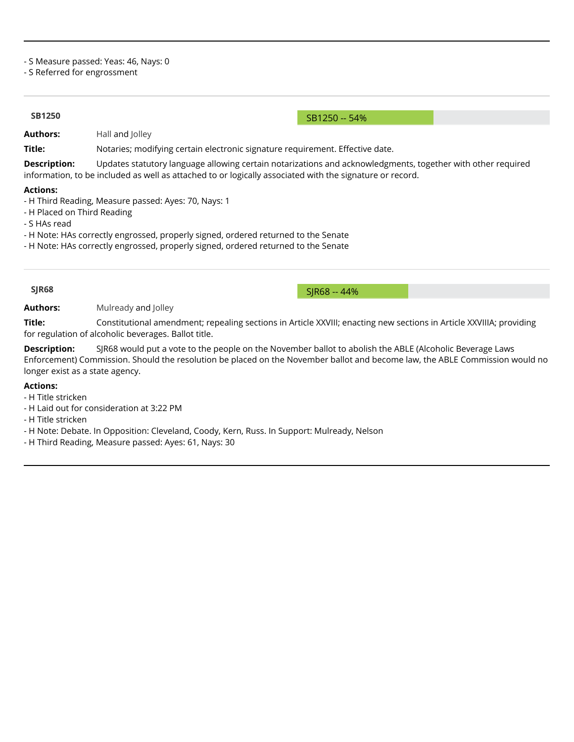- S Measure passed: Yeas: 46, Nays: 0
- S Referred for engrossment

---

**SB1250**

SB1250 -- 54%

**Authors:** Hall and Jolley

**Title:** Notaries; modifying certain electronic signature requirement. Effective date.

**Description:** Updates statutory language allowing certain notarizations and acknowledgments, together with other required information, to be included as well as attached to or logically associated with the signature or record.

**Actions:**
- H Third Reading, Measure passed: Ayes: 70, Nays: 1
- H Placed on Third Reading
- S HAs read
- H Note: HAs correctly engrossed, properly signed, ordered returned to the Senate
- H Note: HAs correctly engrossed, properly signed, ordered returned to the Senate

---

**SJR68**

SJR68 -- 44%

**Authors:** Mulready and Jolley

**Title:** Constitutional amendment; repealing sections in Article XXVIII; enacting new sections in Article XXVIIIA; providing for regulation of alcoholic beverages. Ballot title.

**Description:** SJR68 would put a vote to the people on the November ballot to abolish the ABLE (Alcoholic Beverage Laws Enforcement) Commission. Should the resolution be placed on the November ballot and become law, the ABLE Commission would no longer exist as a state agency.

**Actions:**
- H Title stricken
- H Laid out for consideration at 3:22 PM
- H Title stricken
- H Note: Debate. In Opposition: Cleveland, Coody, Kern, Russ. In Support: Mulready, Nelson
- H Third Reading, Measure passed: Ayes: 61, Nays: 30